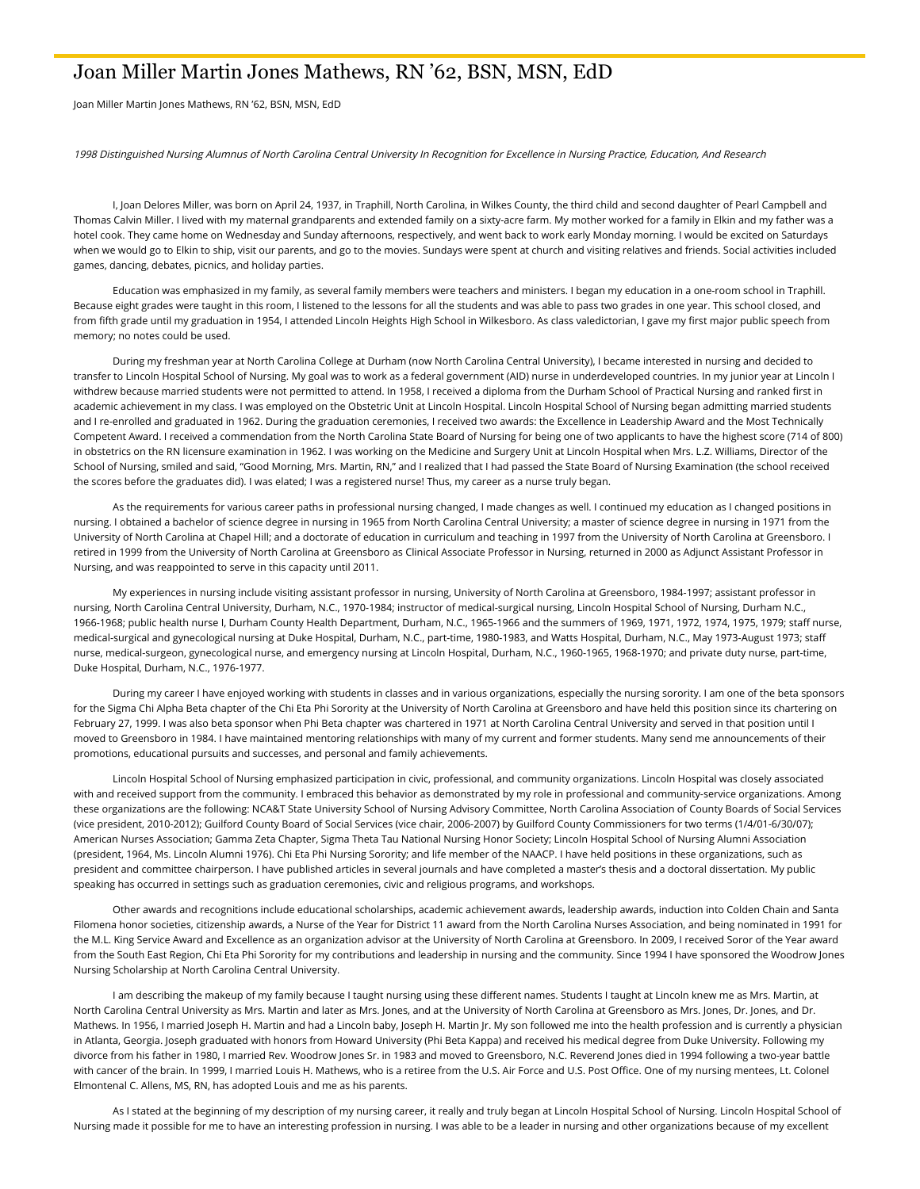# Joan Miller Martin Jones Mathews, RN ’62, BSN, MSN, EdD

Joan Miller Martin Jones Mathews, RN ’62, BSN, MSN, EdD

*1998 Distinguished Nursing Alumnus of North Carolina Central University In Recognition for Excellence in Nursing Practice, Education, And Research*

I, Joan Delores Miller, was born on April 24, 1937, in Traphill, North Carolina, in Wilkes County, the third child and second daughter of Pearl Campbell and Thomas Calvin Miller. I lived with my maternal grandparents and extended family on a sixty-acre farm. My mother worked for a family in Elkin and my father was a hotel cook. They came home on Wednesday and Sunday afternoons, respectively, and went back to work early Monday morning. I would be excited on Saturdays when we would go to Elkin to ship, visit our parents, and go to the movies. Sundays were spent at church and visiting relatives and friends. Social activities included games, dancing, debates, picnics, and holiday parties.

Education was emphasized in my family, as several family members were teachers and ministers. I began my education in a one-room school in Traphill. Because eight grades were taught in this room, I listened to the lessons for all the students and was able to pass two grades in one year. This school closed, and from fifth grade until my graduation in 1954, I attended Lincoln Heights High School in Wilkesboro. As class valedictorian, I gave my first major public speech from memory; no notes could be used.

During my freshman year at North Carolina College at Durham (now North Carolina Central University), I became interested in nursing and decided to transfer to Lincoln Hospital School of Nursing. My goal was to work as a federal government (AID) nurse in underdeveloped countries. In my junior year at Lincoln I withdrew because married students were not permitted to attend. In 1958, I received a diploma from the Durham School of Practical Nursing and ranked first in academic achievement in my class. I was employed on the Obstetric Unit at Lincoln Hospital. Lincoln Hospital School of Nursing began admitting married students and I re-enrolled and graduated in 1962. During the graduation ceremonies, I received two awards: the Excellence in Leadership Award and the Most Technically Competent Award. I received a commendation from the North Carolina State Board of Nursing for being one of two applicants to have the highest score (714 of 800) in obstetrics on the RN licensure examination in 1962. I was working on the Medicine and Surgery Unit at Lincoln Hospital when Mrs. L.Z. Williams, Director of the School of Nursing, smiled and said, “Good Morning, Mrs. Martin, RN,” and I realized that I had passed the State Board of Nursing Examination (the school received the scores before the graduates did). I was elated; I was a registered nurse! Thus, my career as a nurse truly began.

As the requirements for various career paths in professional nursing changed, I made changes as well. I continued my education as I changed positions in nursing. I obtained a bachelor of science degree in nursing in 1965 from North Carolina Central University; a master of science degree in nursing in 1971 from the University of North Carolina at Chapel Hill; and a doctorate of education in curriculum and teaching in 1997 from the University of North Carolina at Greensboro. I retired in 1999 from the University of North Carolina at Greensboro as Clinical Associate Professor in Nursing, returned in 2000 as Adjunct Assistant Professor in Nursing, and was reappointed to serve in this capacity until 2011.

My experiences in nursing include visiting assistant professor in nursing, University of North Carolina at Greensboro, 1984-1997; assistant professor in nursing, North Carolina Central University, Durham, N.C., 1970-1984; instructor of medical-surgical nursing, Lincoln Hospital School of Nursing, Durham N.C., 1966-1968; public health nurse I, Durham County Health Department, Durham, N.C., 1965-1966 and the summers of 1969, 1971, 1972, 1974, 1975, 1979; staff nurse, medical-surgical and gynecological nursing at Duke Hospital, Durham, N.C., part-time, 1980-1983, and Watts Hospital, Durham, N.C., May 1973-August 1973; staff nurse, medical-surgeon, gynecological nurse, and emergency nursing at Lincoln Hospital, Durham, N.C., 1960-1965, 1968-1970; and private duty nurse, part-time, Duke Hospital, Durham, N.C., 1976-1977.

During my career I have enjoyed working with students in classes and in various organizations, especially the nursing sorority. I am one of the beta sponsors for the Sigma Chi Alpha Beta chapter of the Chi Eta Phi Sorority at the University of North Carolina at Greensboro and have held this position since its chartering on February 27, 1999. I was also beta sponsor when Phi Beta chapter was chartered in 1971 at North Carolina Central University and served in that position until I moved to Greensboro in 1984. I have maintained mentoring relationships with many of my current and former students. Many send me announcements of their promotions, educational pursuits and successes, and personal and family achievements.

Lincoln Hospital School of Nursing emphasized participation in civic, professional, and community organizations. Lincoln Hospital was closely associated with and received support from the community. I embraced this behavior as demonstrated by my role in professional and community-service organizations. Among these organizations are the following: NCA&T State University School of Nursing Advisory Committee, North Carolina Association of County Boards of Social Services (vice president, 2010-2012); Guilford County Board of Social Services (vice chair, 2006-2007) by Guilford County Commissioners for two terms (1/4/01-6/30/07); American Nurses Association; Gamma Zeta Chapter, Sigma Theta Tau National Nursing Honor Society; Lincoln Hospital School of Nursing Alumni Association (president, 1964, Ms. Lincoln Alumni 1976). Chi Eta Phi Nursing Sorority; and life member of the NAACP. I have held positions in these organizations, such as president and committee chairperson. I have published articles in several journals and have completed a master’s thesis and a doctoral dissertation. My public speaking has occurred in settings such as graduation ceremonies, civic and religious programs, and workshops.

Other awards and recognitions include educational scholarships, academic achievement awards, leadership awards, induction into Colden Chain and Santa Filomena honor societies, citizenship awards, a Nurse of the Year for District 11 award from the North Carolina Nurses Association, and being nominated in 1991 for the M.L. King Service Award and Excellence as an organization advisor at the University of North Carolina at Greensboro. In 2009, I received Soror of the Year award from the South East Region, Chi Eta Phi Sorority for my contributions and leadership in nursing and the community. Since 1994 I have sponsored the Woodrow Jones Nursing Scholarship at North Carolina Central University.

I am describing the makeup of my family because I taught nursing using these different names. Students I taught at Lincoln knew me as Mrs. Martin, at North Carolina Central University as Mrs. Martin and later as Mrs. Jones, and at the University of North Carolina at Greensboro as Mrs. Jones, Dr. Jones, and Dr. Mathews. In 1956, I married Joseph H. Martin and had a Lincoln baby, Joseph H. Martin Jr. My son followed me into the health profession and is currently a physician in Atlanta, Georgia. Joseph graduated with honors from Howard University (Phi Beta Kappa) and received his medical degree from Duke University. Following my divorce from his father in 1980, I married Rev. Woodrow Jones Sr. in 1983 and moved to Greensboro, N.C. Reverend Jones died in 1994 following a two-year battle with cancer of the brain. In 1999, I married Louis H. Mathews, who is a retiree from the U.S. Air Force and U.S. Post Office. One of my nursing mentees, Lt. Colonel Elmontenal C. Allens, MS, RN, has adopted Louis and me as his parents.

As I stated at the beginning of my description of my nursing career, it really and truly began at Lincoln Hospital School of Nursing. Lincoln Hospital School of Nursing made it possible for me to have an interesting profession in nursing. I was able to be a leader in nursing and other organizations because of my excellent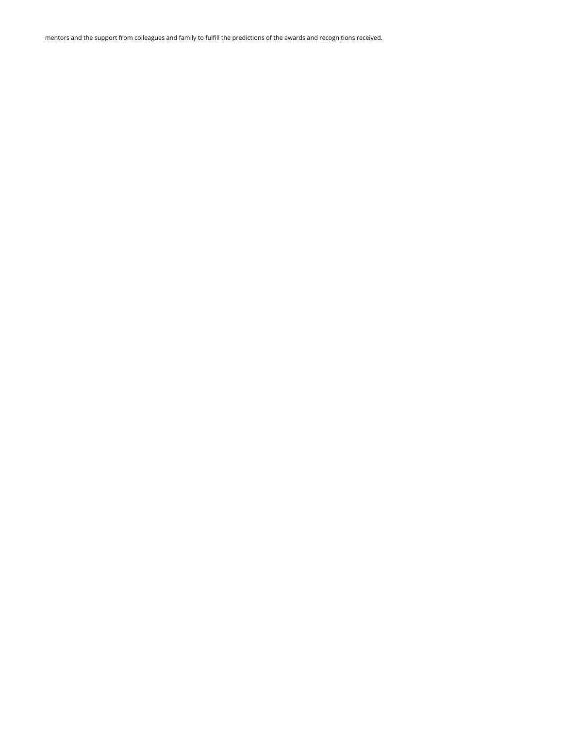mentors and the support from colleagues and family to fulfill the predictions of the awards and recognitions received.